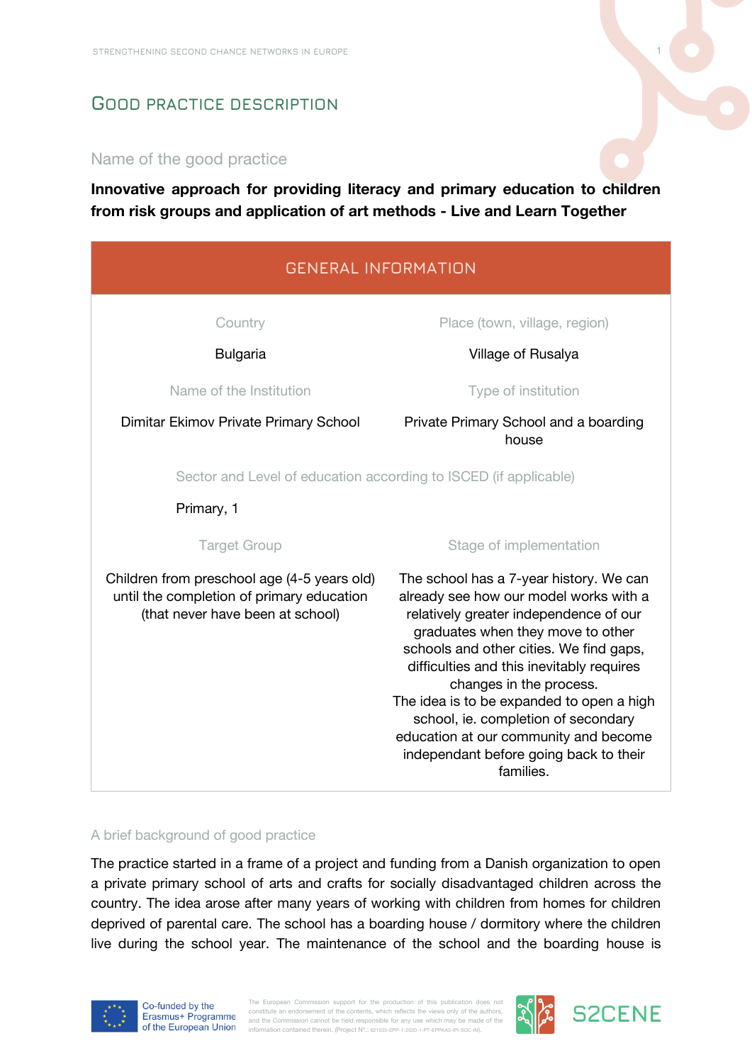# Good practice description

## Name of the good practice

**Innovative approach for providing literacy and primary education to children from risk groups and application of art methods - Live and Learn Together**

## General information

| Country | Place (town, village, region) |
|---|---|
| Bulgaria | Village of Rusalya |

| Name of the Institution | Type of institution |
|---|---|
| Dimitar Ekimov Private Primary School | Private Primary School and a boarding house |

**Sector and Level of education according to ISCED (if applicable)**

Primary, 1

| Target Group | Stage of implementation |
|---|---|
| Children from preschool age (4-5 years old) until the completion of primary education (that never have been at school) | The school has a 7-year history. We can already see how our model works with a relatively greater independence of our graduates when they move to other schools and other cities. We find gaps, difficulties and this inevitably requires changes in the process. The idea is to be expanded to open a high school, ie. completion of secondary education at our community and become independant before going back to their families. |

## A brief background of good practice

The practice started in a frame of a project and funding from a Danish organization to open a private primary school of arts and crafts for socially disadvantaged children across the country. The idea arose after many years of working with children from homes for children deprived of parental care. The school has a boarding house / dormitory where the children live during the school year. The maintenance of the school and the boarding house is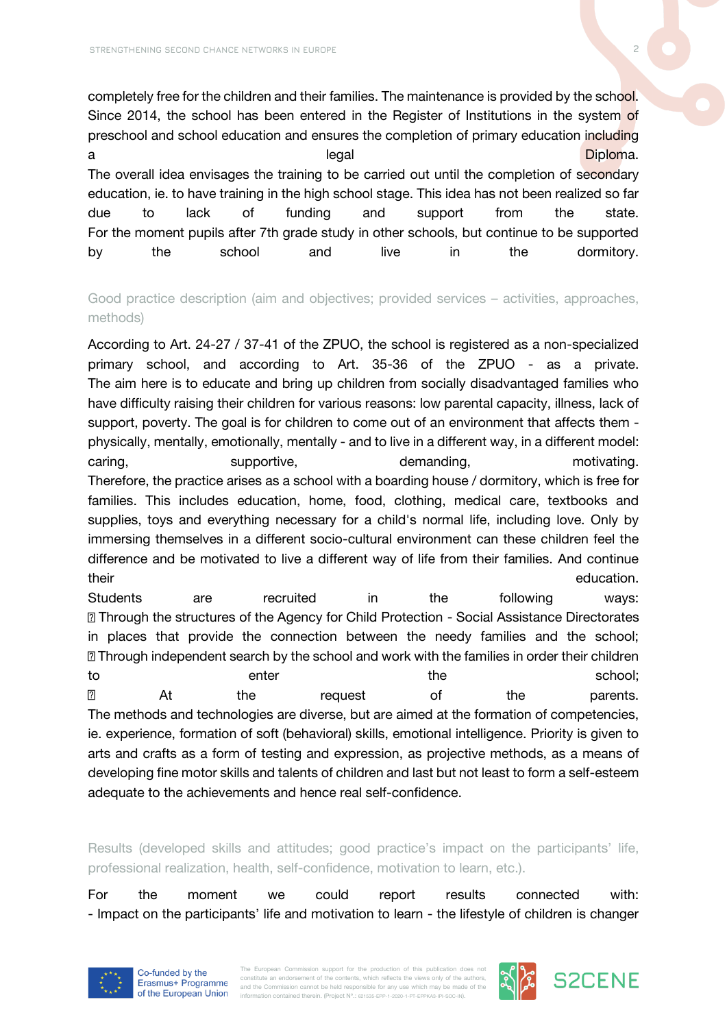completely free for the children and their families. The maintenance is provided by the school. Since 2014, the school has been entered in the Register of Institutions in the system of preschool and school education and ensures the completion of primary education including a legal Diploma.

The overall idea envisages the training to be carried out until the completion of secondary education, ie. to have training in the high school stage. This idea has not been realized so far due to lack of funding and support from the state.

For the moment pupils after 7th grade study in other schools, but continue to be supported by the school and live in the dormitory.

### Good practice description (aim and objectives; provided services – activities, approaches, methods)

According to Art. 24-27 / 37-41 of the ZPUO, the school is registered as a non-specialized primary school, and according to Art. 35-36 of the ZPUO - as a private.

The aim here is to educate and bring up children from socially disadvantaged families who have difficulty raising their children for various reasons: low parental capacity, illness, lack of support, poverty. The goal is for children to come out of an environment that affects them - physically, mentally, emotionally, mentally - and to live in a different way, in a different model: caring, supportive, demanding, motivating.

Therefore, the practice arises as a school with a boarding house / dormitory, which is free for families. This includes education, home, food, clothing, medical care, textbooks and supplies, toys and everything necessary for a child's normal life, including love. Only by immersing themselves in a different socio-cultural environment can these children feel the difference and be motivated to live a different way of life from their families. And continue their education.

Students are recruited in the following ways:

- Through the structures of the Agency for Child Protection - Social Assistance Directorates in places that provide the connection between the needy families and the school;
- Through independent search by the school and work with the families in order their children to enter the school;
- At the request of the parents.

The methods and technologies are diverse, but are aimed at the formation of competencies, ie. experience, formation of soft (behavioral) skills, emotional intelligence. Priority is given to arts and crafts as a form of testing and expression, as projective methods, as a means of developing fine motor skills and talents of children and last but not least to form a self-esteem adequate to the achievements and hence real self-confidence.

### Results (developed skills and attitudes; good practice's impact on the participants' life, professional realization, health, self-confidence, motivation to learn, etc.).

For the moment we could report results connected with:

- Impact on the participants' life and motivation to learn - the lifestyle of children is changer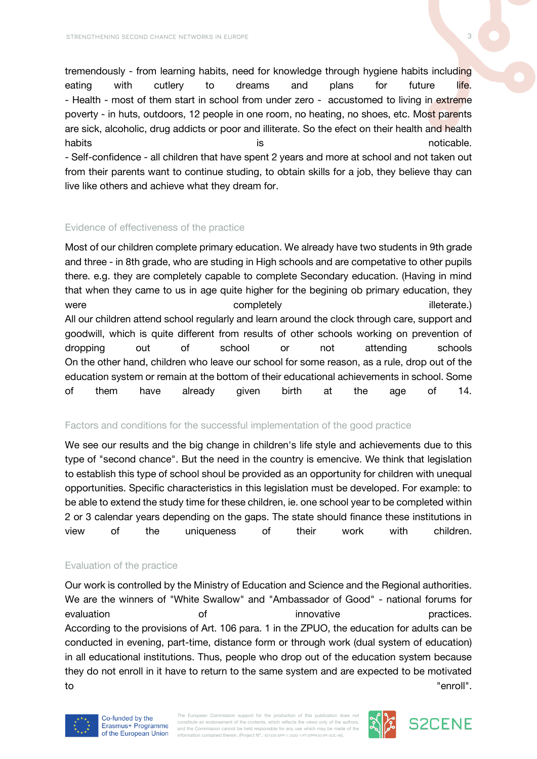tremendously - from learning habits, need for knowledge through hygiene habits including eating with cutlery to dreams and plans for future life.

- Health - most of them start in school from under zero - accustomed to living in extreme poverty - in huts, outdoors, 12 people in one room, no heating, no shoes, etc. Most parents are sick, alcoholic, drug addicts or poor and illiterate. So the efect on their health and health habits is noticable.
- Self-confidence - all children that have spent 2 years and more at school and not taken out from their parents want to continue studing, to obtain skills for a job, they believe thay can live like others and achieve what they dream for.

## Evidence of effectiveness of the practice

Most of our children complete primary education. We already have two students in 9th grade and three - in 8th grade, who are studing in High schools and are competative to other pupils there. e.g. they are completely capable to complete Secondary education. (Having in mind that when they came to us in age quite higher for the begining ob primary education, they were completely illeterate.)

All our children attend school regularly and learn around the clock through care, support and goodwill, which is quite different from results of other schools working on prevention of dropping out of school or not attending schools

On the other hand, children who leave our school for some reason, as a rule, drop out of the education system or remain at the bottom of their educational achievements in school. Some of them have already given birth at the age of 14.

## Factors and conditions for the successful implementation of the good practice

We see our results and the big change in children's life style and achievements due to this type of "second chance". But the need in the country is emencive. We think that legislation to establish this type of school shoul be provided as an opportunity for children with unequal opportunities. Specific characteristics in this legislation must be developed. For example: to be able to extend the study time for these children, ie. one school year to be completed within 2 or 3 calendar years depending on the gaps. The state should finance these institutions in view of the uniqueness of their work with children.

## Evaluation of the practice

Our work is controlled by the Ministry of Education and Science and the Regional authorities. We are the winners of "White Swallow" and "Ambassador of Good" - national forums for evaluation of innovative practices.

According to the provisions of Art. 106 para. 1 in the ZPUO, the education for adults can be conducted in evening, part-time, distance form or through work (dual system of education) in all educational institutions. Thus, people who drop out of the education system because they do not enroll in it have to return to the same system and are expected to be motivated to "enroll".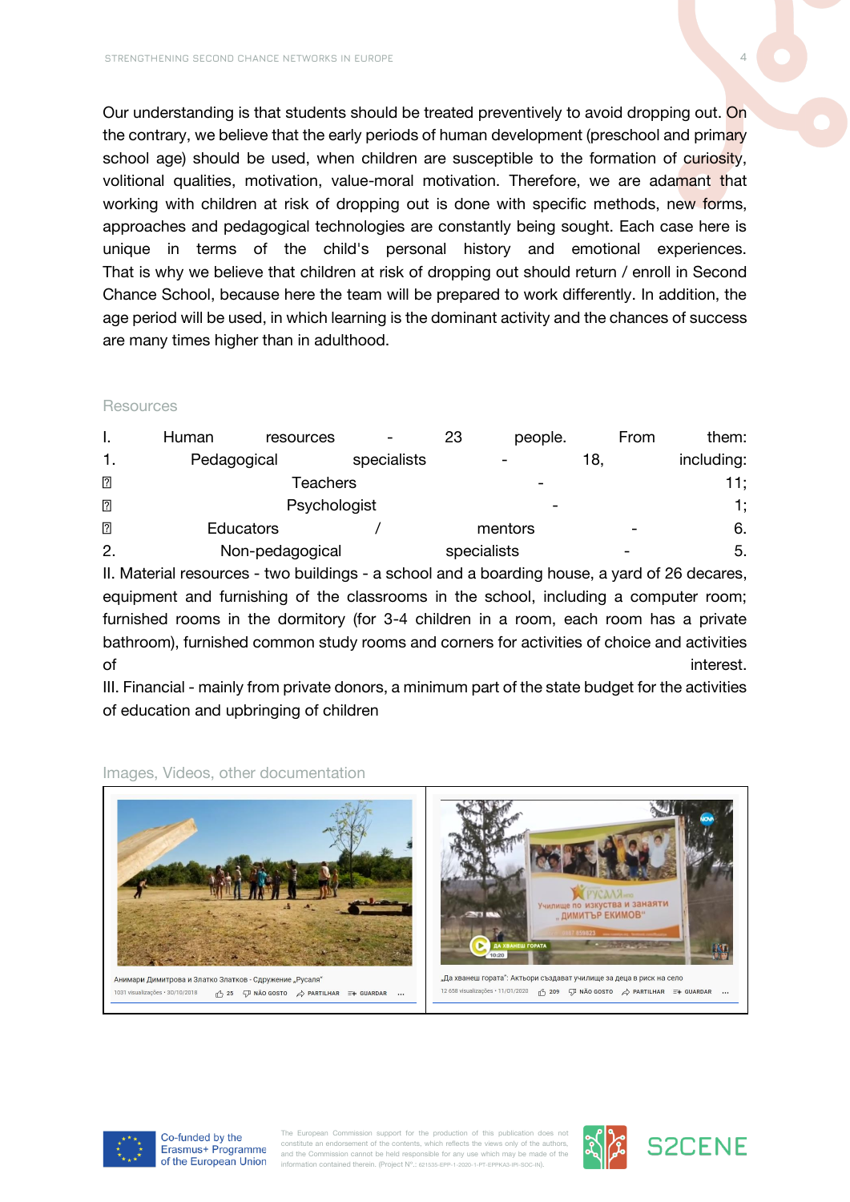Our understanding is that students should be treated preventively to avoid dropping out. On the contrary, we believe that the early periods of human development (preschool and primary school age) should be used, when children are susceptible to the formation of curiosity, volitional qualities, motivation, value-moral motivation. Therefore, we are adamant that working with children at risk of dropping out is done with specific methods, new forms, approaches and pedagogical technologies are constantly being sought. Each case here is unique in terms of the child's personal history and emotional experiences. That is why we believe that children at risk of dropping out should return / enroll in Second Chance School, because here the team will be prepared to work differently. In addition, the age period will be used, in which learning is the dominant activity and the chances of success are many times higher than in adulthood.

## Resources

I. Human resources - 23 people. From them:

1. Pedagogical specialists - 18, including:
   - Teachers - 11;
   - Psychologist - 1;
   - Educators / mentors - 6.
2. Non-pedagogical specialists - 5.

II. Material resources - two buildings - a school and a boarding house, a yard of 26 decares, equipment and furnishing of the classrooms in the school, including a computer room; furnished rooms in the dormitory (for 3-4 children in a room, each room has a private bathroom), furnished common study rooms and corners for activities of choice and activities of interest.

III. Financial - mainly from private donors, a minimum part of the state budget for the activities of education and upbringing of children

## Images, Videos, other documentation

| Анимари Димитрова и Златко Златков - Сдружение „Русаля" | „Да хванеш гората": Актьори създават училище за деца в риск на село |
|---|---|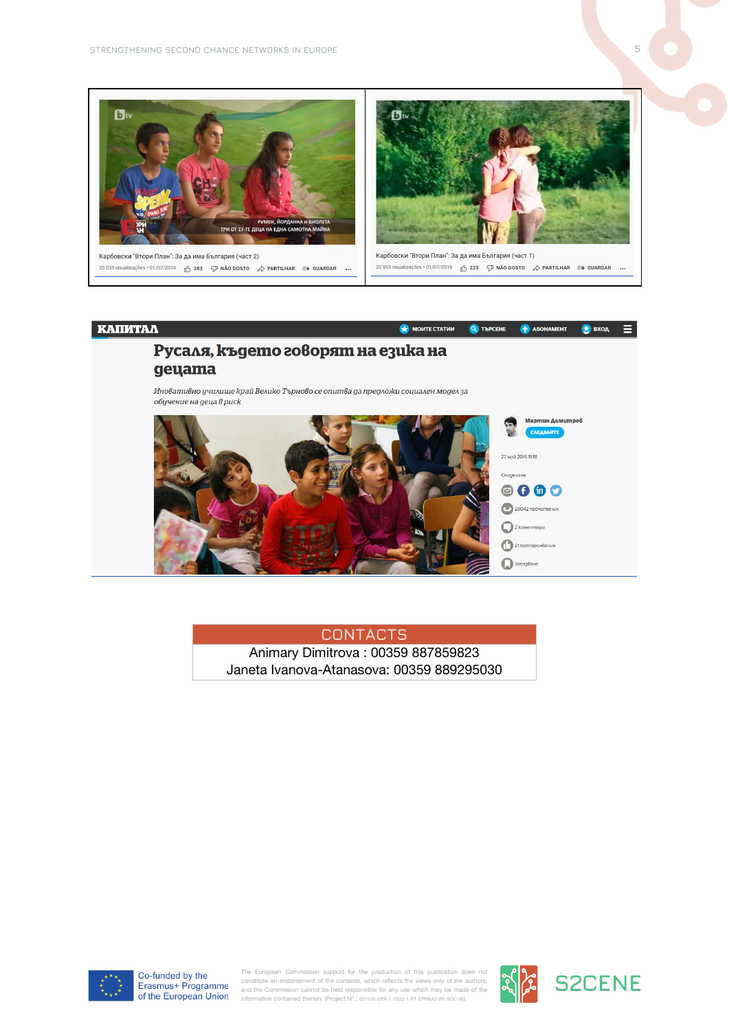Карбовски "Втори План": За да има България (част 2)

20 035 visualizações • 01/07/2019 | 283 | NÃO GOSTO | PARTILHAR | GUARDAR

Карбовски "Втори План": За да има България (част 1)

22 995 visualizações • 01/07/2019 | 223 | NÃO GOSTO | PARTILHAR | GUARDAR

КАПИТАЛ

# Русаля, където говорят на езика на децата

*Иновативно училище край Велико Търново се опитва да предложи социален модел за обучение на деца в риск*

Мартин Димитров

27 май 2016 11:18

28042 прочитания

2 коментара

21 препоръчвания

| CONTACTS |
| --- |
| Animary Dimitrova : 00359 887859823 |
| Janeta Ivanova-Atanasova: 00359 889295030 |

Co-funded by the Erasmus+ Programme of the European Union

The European Commission support for the production of this publication does not constitute an endorsement of the contents, which reflects the views only of the authors, and the Commission cannot be held responsible for any use which may be made of the information contained therein. (Project N°.: 621535-EPP-1-2020-1-PT-EPPKA3-IPI-SOC-IN).

S2CENE